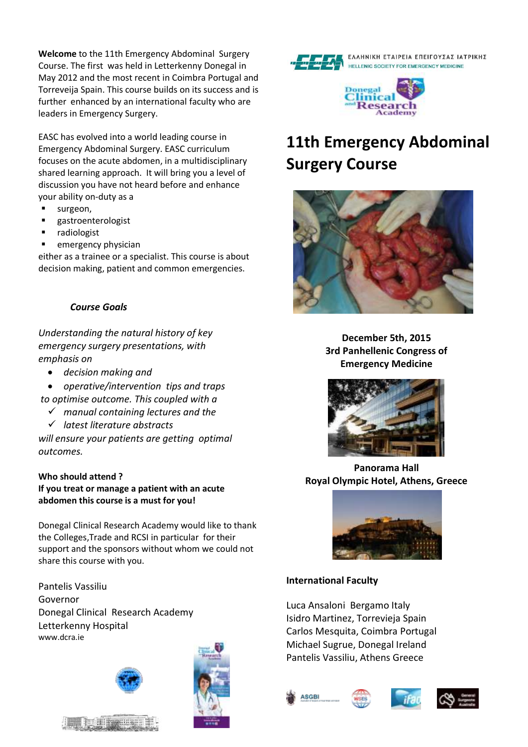**Welcome** to the 11th Emergency Abdominal Surgery Course. The first was held in Letterkenny Donegal in May 2012 and the most recent in Coimbra Portugal and Torreveija Spain. This course builds on its success and is further enhanced by an international faculty who are leaders in Emergency Surgery.

EASC has evolved into a world leading course in Emergency Abdominal Surgery. EASC curriculum focuses on the acute abdomen, in a multidisciplinary shared learning approach. It will bring you a level of discussion you have not heard before and enhance your ability on-duty as a

- surgeon,
- gastroenterologist
- radiologist
- emergency physician

either as a trainee or a specialist. This course is about decision making, patient and common emergencies.

***Course Goals***

*Understanding the natural history of key emergency surgery presentations, with emphasis on*

- *decision making and*
- *operative/intervention tips and traps*

*to optimise outcome. This coupled with a*

- ✓ *manual containing lectures and the*
- ✓ *latest literature abstracts*

*will ensure your patients are getting optimal outcomes.*

**Who should attend ?**
**If you treat or manage a patient with an acute abdomen this course is a must for you!**

Donegal Clinical Research Academy would like to thank the Colleges,Trade and RCSI in particular for their support and the sponsors without whom we could not share this course with you.

Pantelis Vassiliu
Governor
Donegal Clinical Research Academy
Letterkenny Hospital
www.dcra.ie

ΕΛΛΗΝΙΚΗ ΕΤΑΙΡΕΙΑ ΕΠΕΙΓΟΥΣΑΣ ΙΑΤΡΙΚΗΣ
HELLENIC SOCIETY FOR EMERGENCY MEDICINE

Donegal Clinical and Research Academy

# 11th Emergency Abdominal Surgery Course

**December 5th, 2015**
**3rd Panhellenic Congress of Emergency Medicine**

**Panorama Hall**
**Royal Olympic Hotel, Athens, Greece**

**International Faculty**

Luca Ansaloni Bergamo Italy
Isidro Martinez, Torrevieja Spain
Carlos Mesquita, Coimbra Portugal
Michael Sugrue, Donegal Ireland
Pantelis Vassiliu, Athens Greece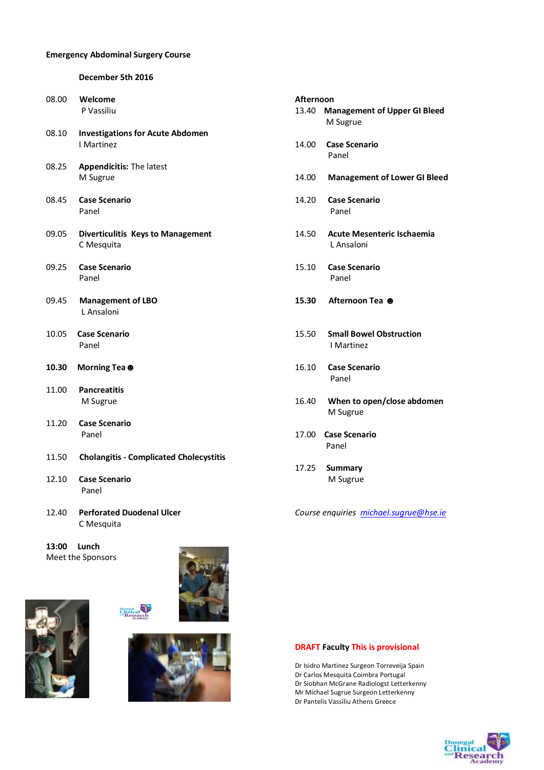**Emergency Abdominal Surgery Course**

**December 5th 2016**

08.00 **Welcome**
P Vassiliu

08.10 **Investigations for Acute Abdomen**
I Martinez

08.25 **Appendicitis:** The latest
M Sugrue

08.45 **Case Scenario**
Panel

09.05 **Diverticulitis Keys to Management**
C Mesquita

09.25 **Case Scenario**
Panel

09.45 **Management of LBO**
L Ansaloni

10.05 **Case Scenario**
Panel

**10.30 Morning Tea ☻**

11.00 **Pancreatitis**
M Sugrue

11.20 **Case Scenario**
Panel

11.50 **Cholangitis - Complicated Cholecystitis**

12.10 **Case Scenario**
Panel

12.40 **Perforated Duodenal Ulcer**
C Mesquita

**13:00 Lunch**
Meet the Sponsors

**Afternoon**

13.40 **Management of Upper GI Bleed**
M Sugrue

14.00 **Case Scenario**
Panel

14.00 **Management of Lower GI Bleed**

14.20 **Case Scenario**
Panel

14.50 **Acute Mesenteric Ischaemia**
L Ansaloni

15.10 **Case Scenario**
Panel

**15.30 Afternoon Tea ☻**

15.50 **Small Bowel Obstruction**
I Martinez

16.10 **Case Scenario**
Panel

16.40 **When to open/close abdomen**
M Sugrue

17.00 **Case Scenario**
Panel

17.25 **Summary**
M Sugrue

*Course enquiries michael.sugrue@hse.ie*

**DRAFT Faculty This is provisional**

Dr Isidro Martinez Surgeon Torreveija Spain
Dr Carlos Mesquita Coimbra Portugal
Dr Siobhan McGrane Radiologst Letterkenny
Mr Michael Sugrue Surgeon Letterkenny
Dr Pantelis Vassiliu Athens Greece